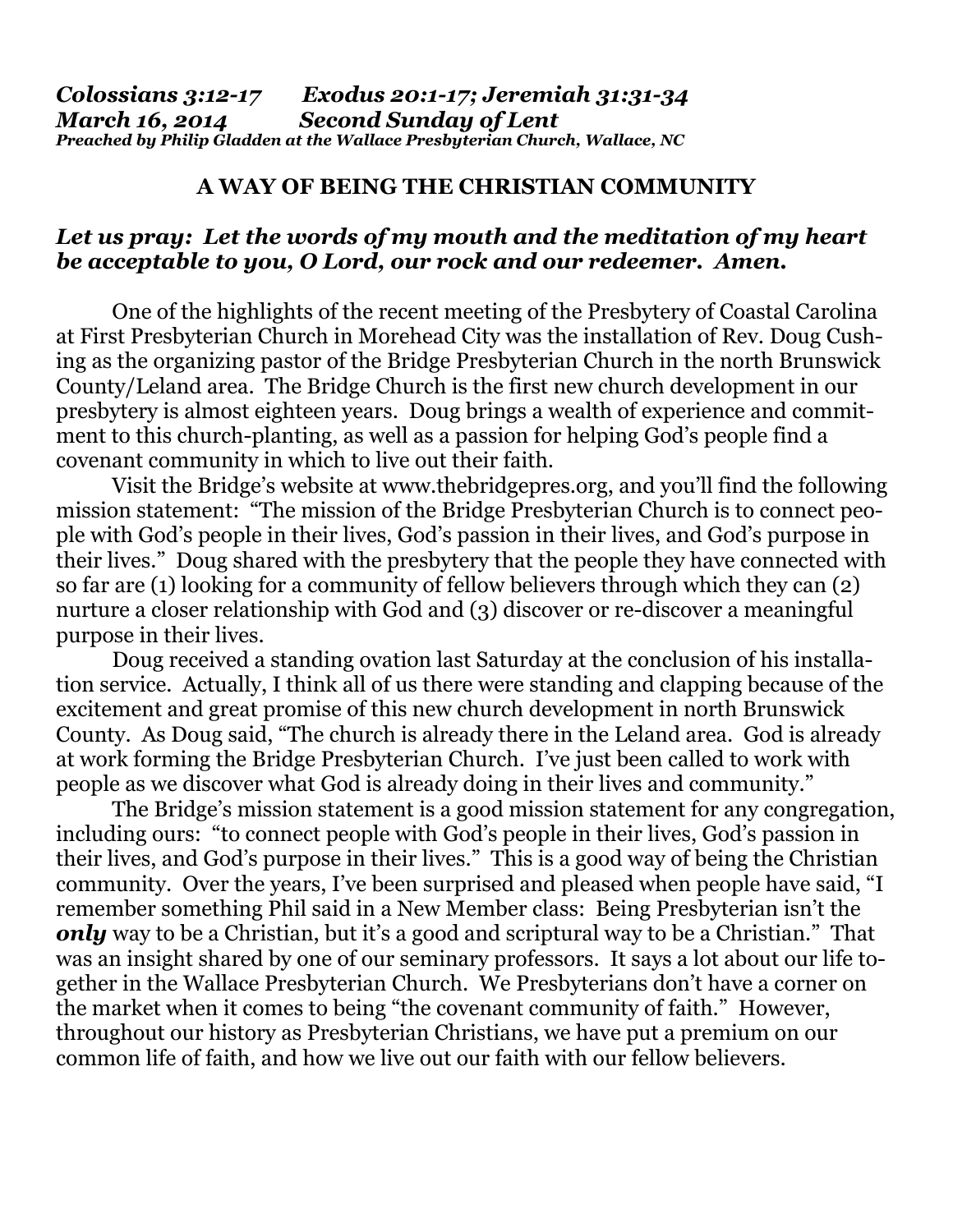*Colossians 3:12-17 Exodus 20:1-17; Jeremiah 31:31-34*
*March 16, 2014 Second Sunday of Lent*
*Preached by Philip Gladden at the Wallace Presbyterian Church, Wallace, NC*

**A WAY OF BEING THE CHRISTIAN COMMUNITY**

***Let us pray: Let the words of my mouth and the meditation of my heart be acceptable to you, O Lord, our rock and our redeemer. Amen.***

One of the highlights of the recent meeting of the Presbytery of Coastal Carolina at First Presbyterian Church in Morehead City was the installation of Rev. Doug Cushing as the organizing pastor of the Bridge Presbyterian Church in the north Brunswick County/Leland area. The Bridge Church is the first new church development in our presbytery is almost eighteen years. Doug brings a wealth of experience and commitment to this church-planting, as well as a passion for helping God's people find a covenant community in which to live out their faith.

Visit the Bridge's website at www.thebridgepres.org, and you'll find the following mission statement: "The mission of the Bridge Presbyterian Church is to connect people with God's people in their lives, God's passion in their lives, and God's purpose in their lives." Doug shared with the presbytery that the people they have connected with so far are (1) looking for a community of fellow believers through which they can (2) nurture a closer relationship with God and (3) discover or re-discover a meaningful purpose in their lives.

Doug received a standing ovation last Saturday at the conclusion of his installation service. Actually, I think all of us there were standing and clapping because of the excitement and great promise of this new church development in north Brunswick County. As Doug said, "The church is already there in the Leland area. God is already at work forming the Bridge Presbyterian Church. I've just been called to work with people as we discover what God is already doing in their lives and community."

The Bridge's mission statement is a good mission statement for any congregation, including ours: "to connect people with God's people in their lives, God's passion in their lives, and God's purpose in their lives." This is a good way of being the Christian community. Over the years, I've been surprised and pleased when people have said, "I remember something Phil said in a New Member class: Being Presbyterian isn't the ***only*** way to be a Christian, but it's a good and scriptural way to be a Christian." That was an insight shared by one of our seminary professors. It says a lot about our life together in the Wallace Presbyterian Church. We Presbyterians don't have a corner on the market when it comes to being "the covenant community of faith." However, throughout our history as Presbyterian Christians, we have put a premium on our common life of faith, and how we live out our faith with our fellow believers.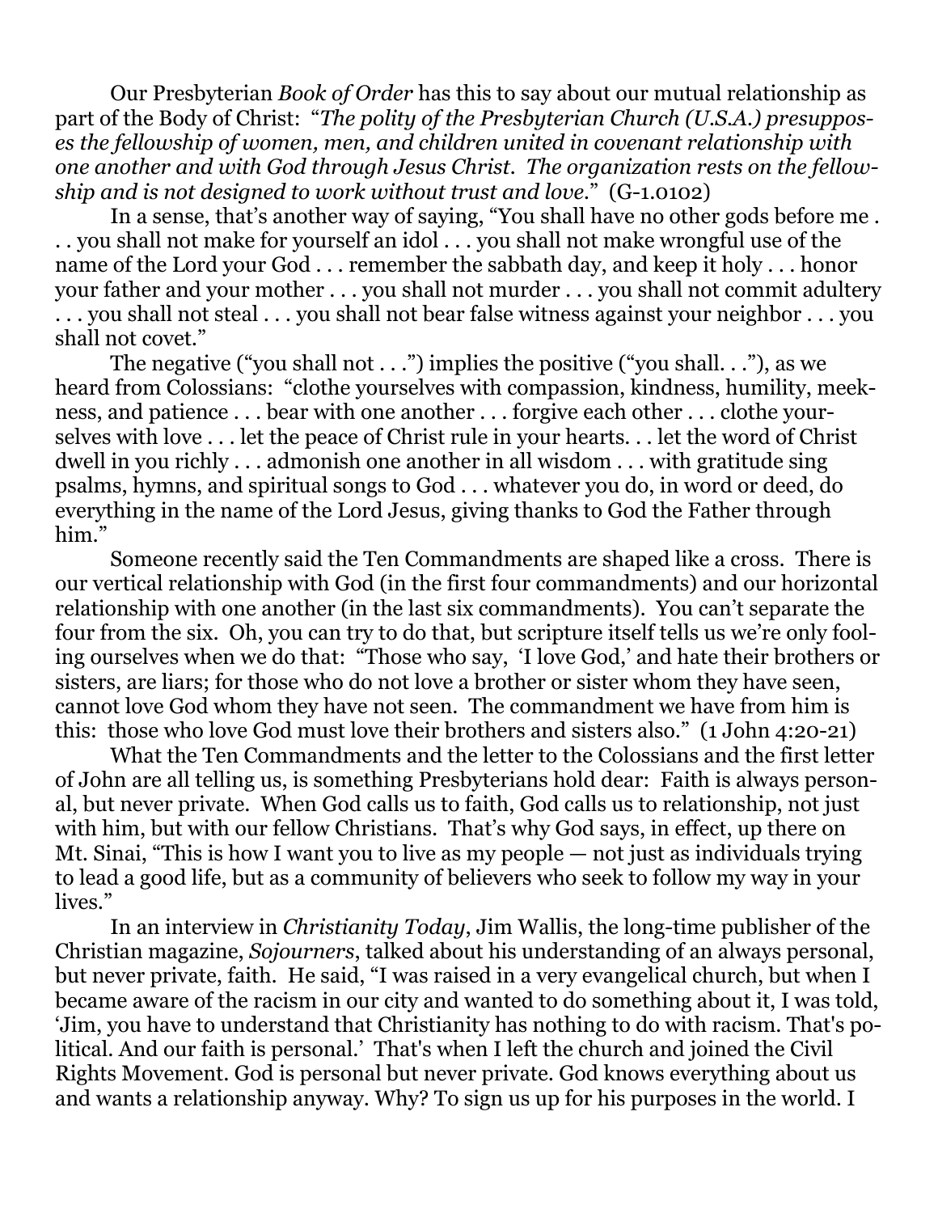Our Presbyterian *Book of Order* has this to say about our mutual relationship as part of the Body of Christ: "*The polity of the Presbyterian Church (U.S.A.) presupposes the fellowship of women, men, and children united in covenant relationship with one another and with God through Jesus Christ. The organization rests on the fellowship and is not designed to work without trust and love.*" (G-1.0102)

In a sense, that's another way of saying, "You shall have no other gods before me . . . you shall not make for yourself an idol . . . you shall not make wrongful use of the name of the Lord your God . . . remember the sabbath day, and keep it holy . . . honor your father and your mother . . . you shall not murder . . . you shall not commit adultery . . . you shall not steal . . . you shall not bear false witness against your neighbor . . . you shall not covet."

The negative ("you shall not . . .") implies the positive ("you shall. . ."), as we heard from Colossians: "clothe yourselves with compassion, kindness, humility, meekness, and patience . . . bear with one another . . . forgive each other . . . clothe yourselves with love . . . let the peace of Christ rule in your hearts. . . let the word of Christ dwell in you richly . . . admonish one another in all wisdom . . . with gratitude sing psalms, hymns, and spiritual songs to God . . . whatever you do, in word or deed, do everything in the name of the Lord Jesus, giving thanks to God the Father through him."

Someone recently said the Ten Commandments are shaped like a cross. There is our vertical relationship with God (in the first four commandments) and our horizontal relationship with one another (in the last six commandments). You can't separate the four from the six. Oh, you can try to do that, but scripture itself tells us we're only fooling ourselves when we do that: "Those who say, 'I love God,' and hate their brothers or sisters, are liars; for those who do not love a brother or sister whom they have seen, cannot love God whom they have not seen. The commandment we have from him is this: those who love God must love their brothers and sisters also." (1 John 4:20-21)

What the Ten Commandments and the letter to the Colossians and the first letter of John are all telling us, is something Presbyterians hold dear: Faith is always personal, but never private. When God calls us to faith, God calls us to relationship, not just with him, but with our fellow Christians. That's why God says, in effect, up there on Mt. Sinai, "This is how I want you to live as my people — not just as individuals trying to lead a good life, but as a community of believers who seek to follow my way in your lives."

In an interview in *Christianity Today*, Jim Wallis, the long-time publisher of the Christian magazine, *Sojourners*, talked about his understanding of an always personal, but never private, faith. He said, "I was raised in a very evangelical church, but when I became aware of the racism in our city and wanted to do something about it, I was told, 'Jim, you have to understand that Christianity has nothing to do with racism. That's political. And our faith is personal.' That's when I left the church and joined the Civil Rights Movement. God is personal but never private. God knows everything about us and wants a relationship anyway. Why? To sign us up for his purposes in the world. I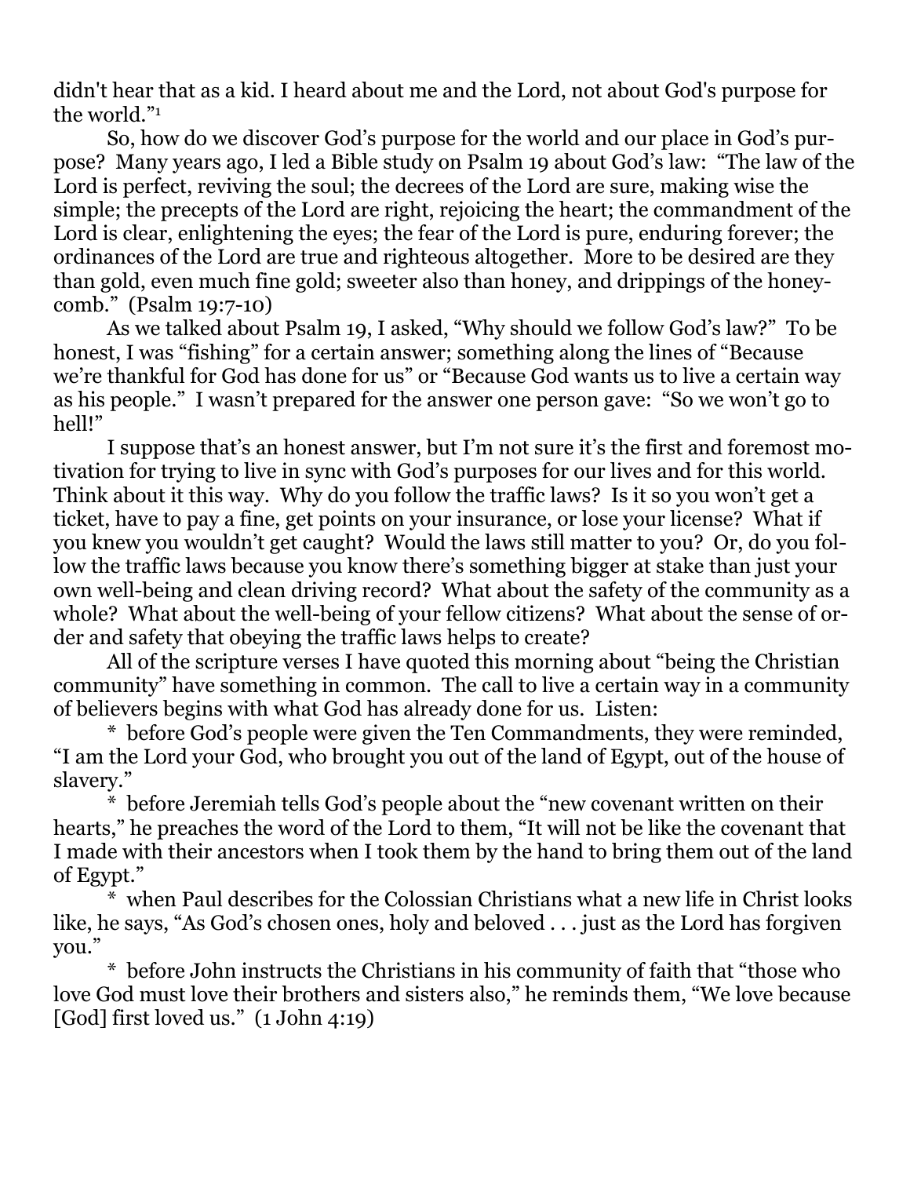didn't hear that as a kid. I heard about me and the Lord, not about God's purpose for the world."[1]

So, how do we discover God's purpose for the world and our place in God's purpose? Many years ago, I led a Bible study on Psalm 19 about God's law: "The law of the Lord is perfect, reviving the soul; the decrees of the Lord are sure, making wise the simple; the precepts of the Lord are right, rejoicing the heart; the commandment of the Lord is clear, enlightening the eyes; the fear of the Lord is pure, enduring forever; the ordinances of the Lord are true and righteous altogether. More to be desired are they than gold, even much fine gold; sweeter also than honey, and drippings of the honeycomb." (Psalm 19:7-10)

As we talked about Psalm 19, I asked, "Why should we follow God's law?" To be honest, I was "fishing" for a certain answer; something along the lines of "Because we're thankful for God has done for us" or "Because God wants us to live a certain way as his people." I wasn't prepared for the answer one person gave: "So we won't go to hell!"

I suppose that's an honest answer, but I'm not sure it's the first and foremost motivation for trying to live in sync with God's purposes for our lives and for this world. Think about it this way. Why do you follow the traffic laws? Is it so you won't get a ticket, have to pay a fine, get points on your insurance, or lose your license? What if you knew you wouldn't get caught? Would the laws still matter to you? Or, do you follow the traffic laws because you know there's something bigger at stake than just your own well-being and clean driving record? What about the safety of the community as a whole? What about the well-being of your fellow citizens? What about the sense of order and safety that obeying the traffic laws helps to create?

All of the scripture verses I have quoted this morning about "being the Christian community" have something in common. The call to live a certain way in a community of believers begins with what God has already done for us. Listen:

* before God's people were given the Ten Commandments, they were reminded, "I am the Lord your God, who brought you out of the land of Egypt, out of the house of slavery."

* before Jeremiah tells God's people about the "new covenant written on their hearts," he preaches the word of the Lord to them, "It will not be like the covenant that I made with their ancestors when I took them by the hand to bring them out of the land of Egypt."

* when Paul describes for the Colossian Christians what a new life in Christ looks like, he says, "As God's chosen ones, holy and beloved . . . just as the Lord has forgiven you."

* before John instructs the Christians in his community of faith that "those who love God must love their brothers and sisters also," he reminds them, "We love because [God] first loved us." (1 John 4:19)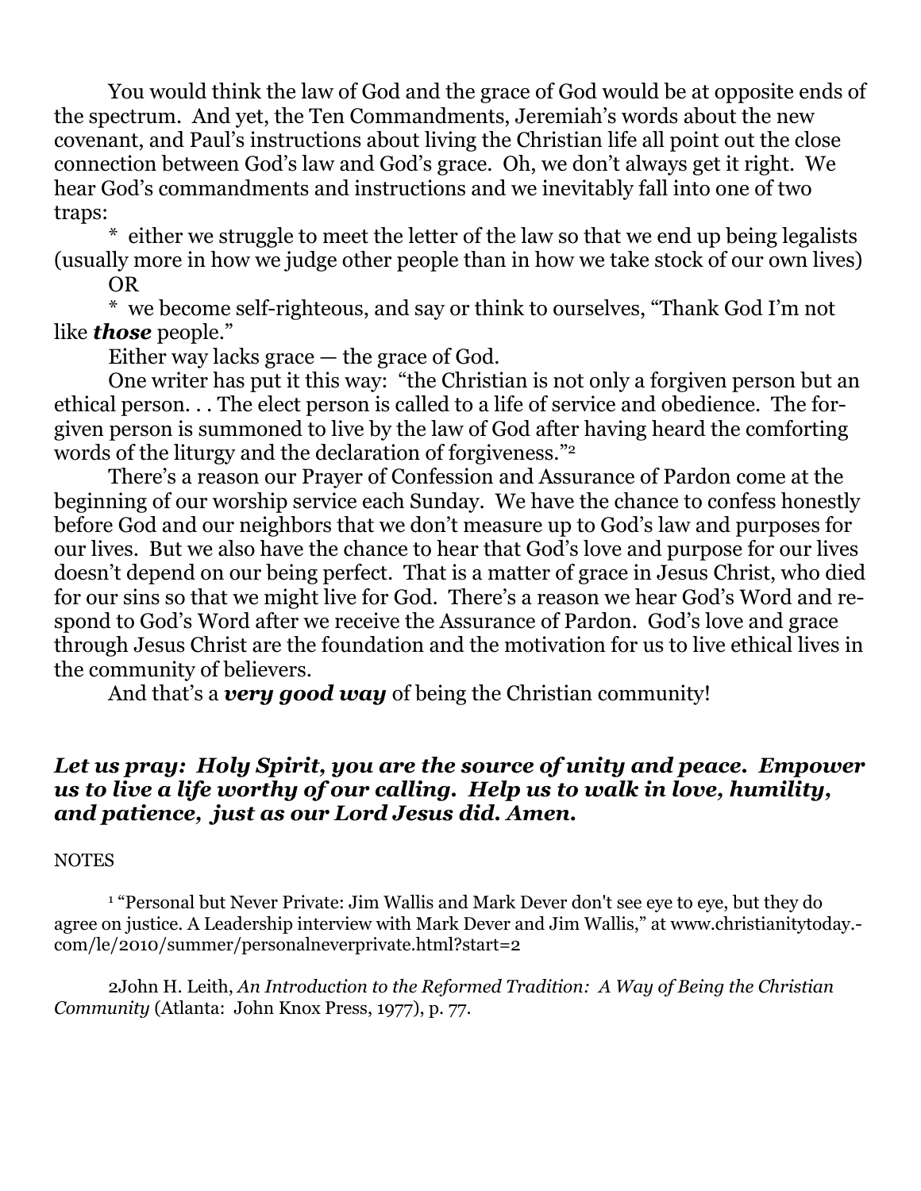You would think the law of God and the grace of God would be at opposite ends of the spectrum. And yet, the Ten Commandments, Jeremiah's words about the new covenant, and Paul's instructions about living the Christian life all point out the close connection between God's law and God's grace. Oh, we don't always get it right. We hear God's commandments and instructions and we inevitably fall into one of two traps:

* either we struggle to meet the letter of the law so that we end up being legalists (usually more in how we judge other people than in how we take stock of our own lives)

OR

* we become self-righteous, and say or think to ourselves, "Thank God I'm not like ***those*** people."

Either way lacks grace — the grace of God.

One writer has put it this way: "the Christian is not only a forgiven person but an ethical person. . . The elect person is called to a life of service and obedience. The forgiven person is summoned to live by the law of God after having heard the comforting words of the liturgy and the declaration of forgiveness."[2]

There's a reason our Prayer of Confession and Assurance of Pardon come at the beginning of our worship service each Sunday. We have the chance to confess honestly before God and our neighbors that we don't measure up to God's law and purposes for our lives. But we also have the chance to hear that God's love and purpose for our lives doesn't depend on our being perfect. That is a matter of grace in Jesus Christ, who died for our sins so that we might live for God. There's a reason we hear God's Word and respond to God's Word after we receive the Assurance of Pardon. God's love and grace through Jesus Christ are the foundation and the motivation for us to live ethical lives in the community of believers.

And that's a ***very good way*** of being the Christian community!

***Let us pray: Holy Spirit, you are the source of unity and peace. Empower us to live a life worthy of our calling. Help us to walk in love, humility, and patience, just as our Lord Jesus did. Amen.***

NOTES

[1] "Personal but Never Private: Jim Wallis and Mark Dever don't see eye to eye, but they do agree on justice. A Leadership interview with Mark Dever and Jim Wallis," at www.christianitytoday.com/le/2010/summer/personalneverprivate.html?start=2

2John H. Leith, *An Introduction to the Reformed Tradition: A Way of Being the Christian Community* (Atlanta: John Knox Press, 1977), p. 77.